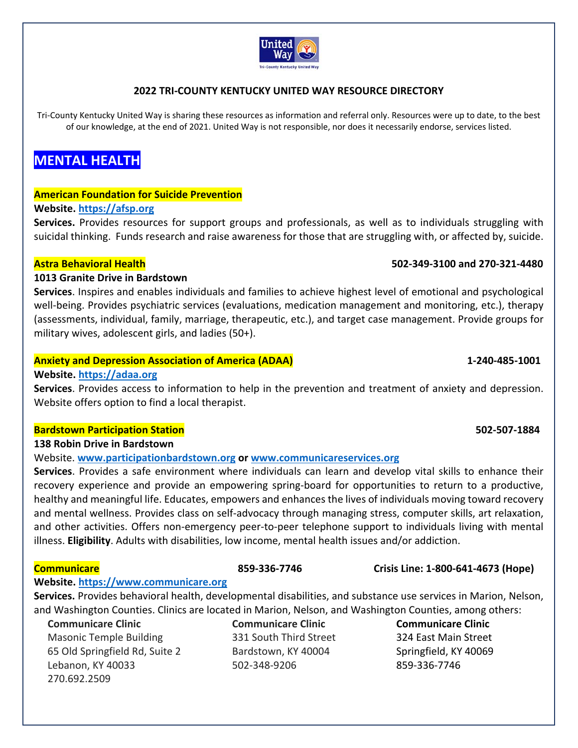## 2022 TRI-COUNTY KENTUCKY UNITED WAY RESOURCE DIRECTORY

Tri-County Kentucky United Way is sharing these resources as information and referral only. Resources were up to date, to the best of our knowledge, at the end of 2021. United Way is not responsible, nor does it necessarily endorse, services listed.

# MENTAL HEALTH

### American Foundation for Suicide Prevention

**Website.** https://afsp.org

**Services.** Provides resources for support groups and professionals, as well as to individuals struggling with suicidal thinking. Funds research and raise awareness for those that are struggling with, or affected by, suicide.

### Astra Behavioral Health — 502-349-3100 and 270-321-4480

**1013 Granite Drive in Bardstown**

**Services**. Inspires and enables individuals and families to achieve highest level of emotional and psychological well-being. Provides psychiatric services (evaluations, medication management and monitoring, etc.), therapy (assessments, individual, family, marriage, therapeutic, etc.), and target case management. Provide groups for military wives, adolescent girls, and ladies (50+).

### Anxiety and Depression Association of America (ADAA) — 1-240-485-1001

**Website.** https://adaa.org

**Services**. Provides access to information to help in the prevention and treatment of anxiety and depression. Website offers option to find a local therapist.

### Bardstown Participation Station — 502-507-1884

**138 Robin Drive in Bardstown**

Website. www.participationbardstown.org **or** www.communicareservices.org

**Services**. Provides a safe environment where individuals can learn and develop vital skills to enhance their recovery experience and provide an empowering spring-board for opportunities to return to a productive, healthy and meaningful life. Educates, empowers and enhances the lives of individuals moving toward recovery and mental wellness. Provides class on self-advocacy through managing stress, computer skills, art relaxation, and other activities. Offers non-emergency peer-to-peer telephone support to individuals living with mental illness. **Eligibility**. Adults with disabilities, low income, mental health issues and/or addiction.

### Communicare — 859-336-7746 — Crisis Line: 1-800-641-4673 (Hope)

**Website.** https://www.communicare.org

**Services.** Provides behavioral health, developmental disabilities, and substance use services in Marion, Nelson, and Washington Counties. Clinics are located in Marion, Nelson, and Washington Counties, among others:

**Communicare Clinic**
Masonic Temple Building
65 Old Springfield Rd, Suite 2
Lebanon, KY 40033
270.692.2509

**Communicare Clinic**
331 South Third Street
Bardstown, KY 40004
502-348-9206

**Communicare Clinic**
324 East Main Street
Springfield, KY 40069
859-336-7746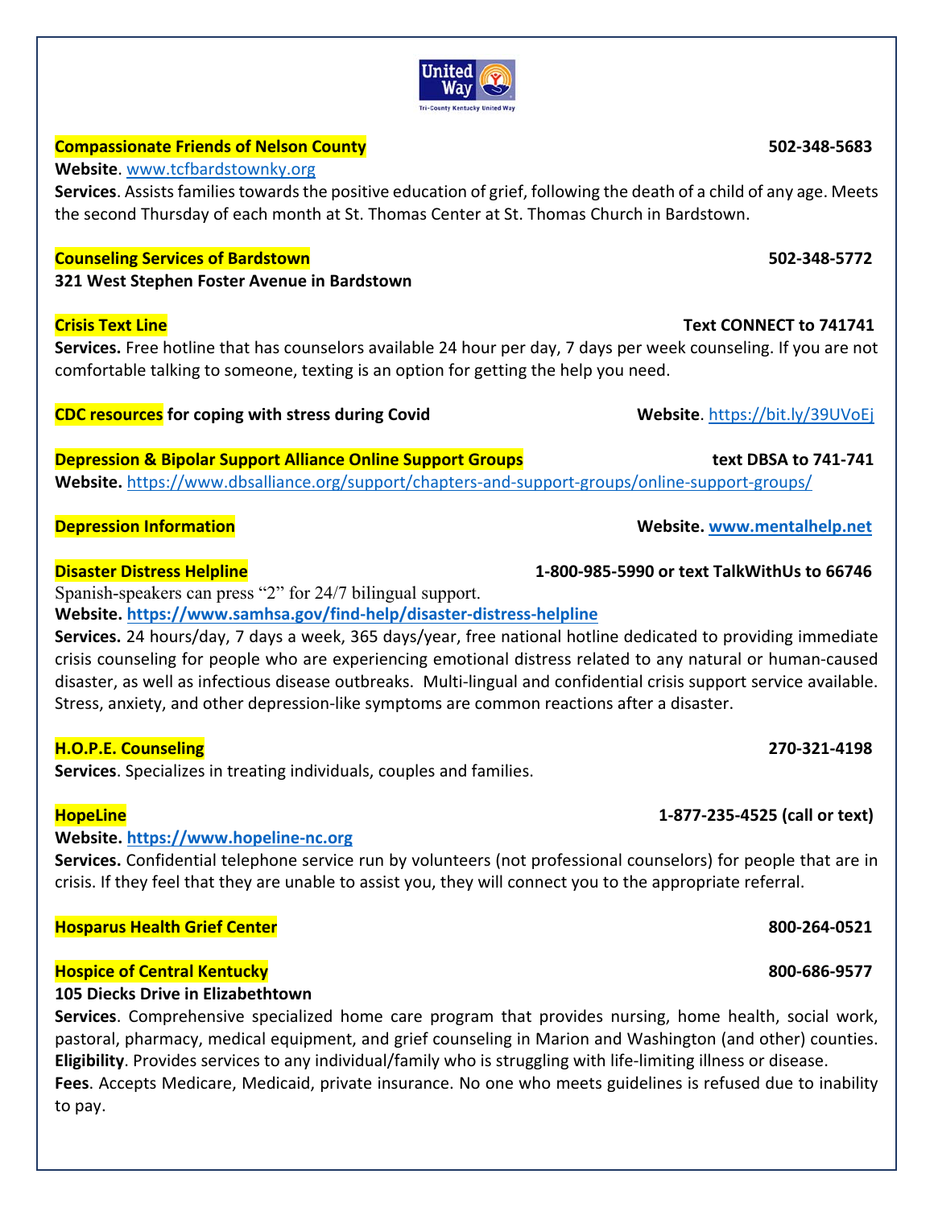**Compassionate Friends of Nelson County** **502-348-5683**
**Website**. www.tcfbardstownky.org
**Services**. Assists families towards the positive education of grief, following the death of a child of any age. Meets the second Thursday of each month at St. Thomas Center at St. Thomas Church in Bardstown.

**Counseling Services of Bardstown** **502-348-5772**
**321 West Stephen Foster Avenue in Bardstown**

**Crisis Text Line** **Text CONNECT to 741741**
**Services.** Free hotline that has counselors available 24 hour per day, 7 days per week counseling. If you are not comfortable talking to someone, texting is an option for getting the help you need.

**CDC resources for coping with stress during Covid** **Website**. https://bit.ly/39UVoEj

**Depression & Bipolar Support Alliance Online Support Groups** **text DBSA to 741-741**
**Website.** https://www.dbsalliance.org/support/chapters-and-support-groups/online-support-groups/

**Depression Information** **Website. www.mentalhelp.net**

**Disaster Distress Helpline** **1-800-985-5990 or text TalkWithUs to 66746**
Spanish-speakers can press "2" for 24/7 bilingual support.
**Website. https://www.samhsa.gov/find-help/disaster-distress-helpline**
**Services.** 24 hours/day, 7 days a week, 365 days/year, free national hotline dedicated to providing immediate crisis counseling for people who are experiencing emotional distress related to any natural or human-caused disaster, as well as infectious disease outbreaks. Multi-lingual and confidential crisis support service available. Stress, anxiety, and other depression-like symptoms are common reactions after a disaster.

**H.O.P.E. Counseling** **270-321-4198**
**Services**. Specializes in treating individuals, couples and families.

**HopeLine** **1-877-235-4525 (call or text)**
**Website. https://www.hopeline-nc.org**
**Services.** Confidential telephone service run by volunteers (not professional counselors) for people that are in crisis. If they feel that they are unable to assist you, they will connect you to the appropriate referral.

**Hosparus Health Grief Center** **800-264-0521**

**Hospice of Central Kentucky** **800-686-9577**
**105 Diecks Drive in Elizabethtown**
**Services**. Comprehensive specialized home care program that provides nursing, home health, social work, pastoral, pharmacy, medical equipment, and grief counseling in Marion and Washington (and other) counties.
**Eligibility**. Provides services to any individual/family who is struggling with life-limiting illness or disease.
**Fees**. Accepts Medicare, Medicaid, private insurance. No one who meets guidelines is refused due to inability to pay.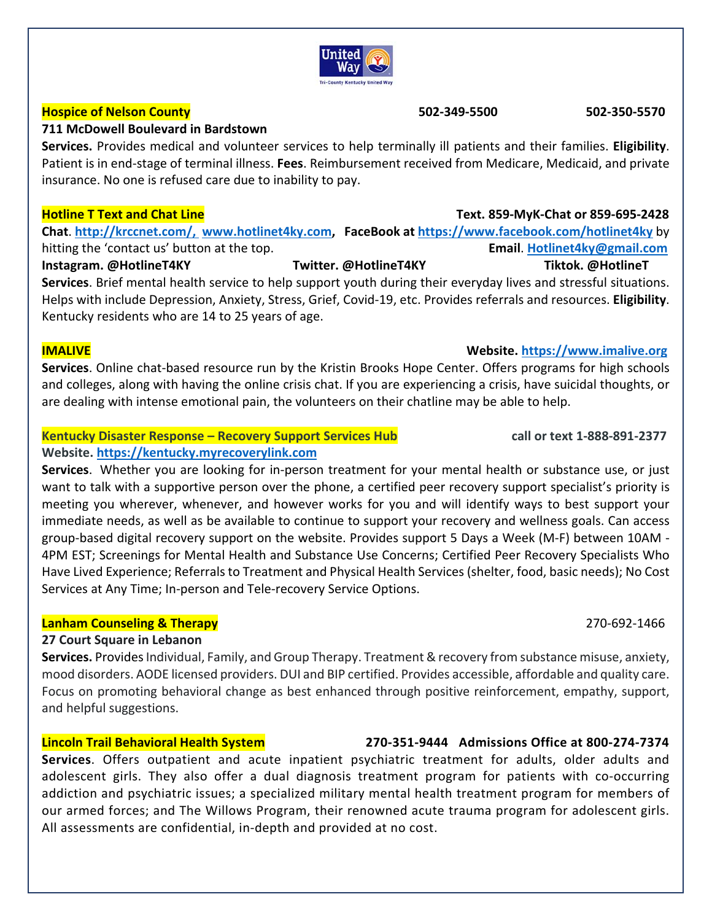**Hospice of Nelson County** 502-349-5500 502-350-5570

**711 McDowell Boulevard in Bardstown**

**Services.** Provides medical and volunteer services to help terminally ill patients and their families. **Eligibility**. Patient is in end-stage of terminal illness. **Fees**. Reimbursement received from Medicare, Medicaid, and private insurance. No one is refused care due to inability to pay.

**Hotline T Text and Chat Line** **Text. 859-MyK-Chat or 859-695-2428**

**Chat**. http://krccnet.com/, www.hotlinet4ky.com, **FaceBook at** https://www.facebook.com/hotlinet4ky by hitting the 'contact us' button at the top. **Email**. Hotlinet4ky@gmail.com

**Instagram. @HotlineT4KY** **Twitter. @HotlineT4KY** **Tiktok. @HotlineT**

**Services**. Brief mental health service to help support youth during their everyday lives and stressful situations. Helps with include Depression, Anxiety, Stress, Grief, Covid-19, etc. Provides referrals and resources. **Eligibility**. Kentucky residents who are 14 to 25 years of age.

**IMALIVE** **Website.** https://www.imalive.org

**Services**. Online chat-based resource run by the Kristin Brooks Hope Center. Offers programs for high schools and colleges, along with having the online crisis chat. If you are experiencing a crisis, have suicidal thoughts, or are dealing with intense emotional pain, the volunteers on their chatline may be able to help.

**Kentucky Disaster Response – Recovery Support Services Hub** **call or text 1-888-891-2377**

**Website.** https://kentucky.myrecoverylink.com

**Services**. Whether you are looking for in-person treatment for your mental health or substance use, or just want to talk with a supportive person over the phone, a certified peer recovery support specialist's priority is meeting you wherever, whenever, and however works for you and will identify ways to best support your immediate needs, as well as be available to continue to support your recovery and wellness goals. Can access group-based digital recovery support on the website. Provides support 5 Days a Week (M-F) between 10AM - 4PM EST; Screenings for Mental Health and Substance Use Concerns; Certified Peer Recovery Specialists Who Have Lived Experience; Referrals to Treatment and Physical Health Services (shelter, food, basic needs); No Cost Services at Any Time; In-person and Tele-recovery Service Options.

**Lanham Counseling & Therapy** 270-692-1466

**27 Court Square in Lebanon**

**Services.** Provides Individual, Family, and Group Therapy. Treatment & recovery from substance misuse, anxiety, mood disorders. AODE licensed providers. DUI and BIP certified. Provides accessible, affordable and quality care. Focus on promoting behavioral change as best enhanced through positive reinforcement, empathy, support, and helpful suggestions.

**Lincoln Trail Behavioral Health System** **270-351-9444 Admissions Office at 800-274-7374**

**Services**. Offers outpatient and acute inpatient psychiatric treatment for adults, older adults and adolescent girls. They also offer a dual diagnosis treatment program for patients with co-occurring addiction and psychiatric issues; a specialized military mental health treatment program for members of our armed forces; and The Willows Program, their renowned acute trauma program for adolescent girls. All assessments are confidential, in-depth and provided at no cost.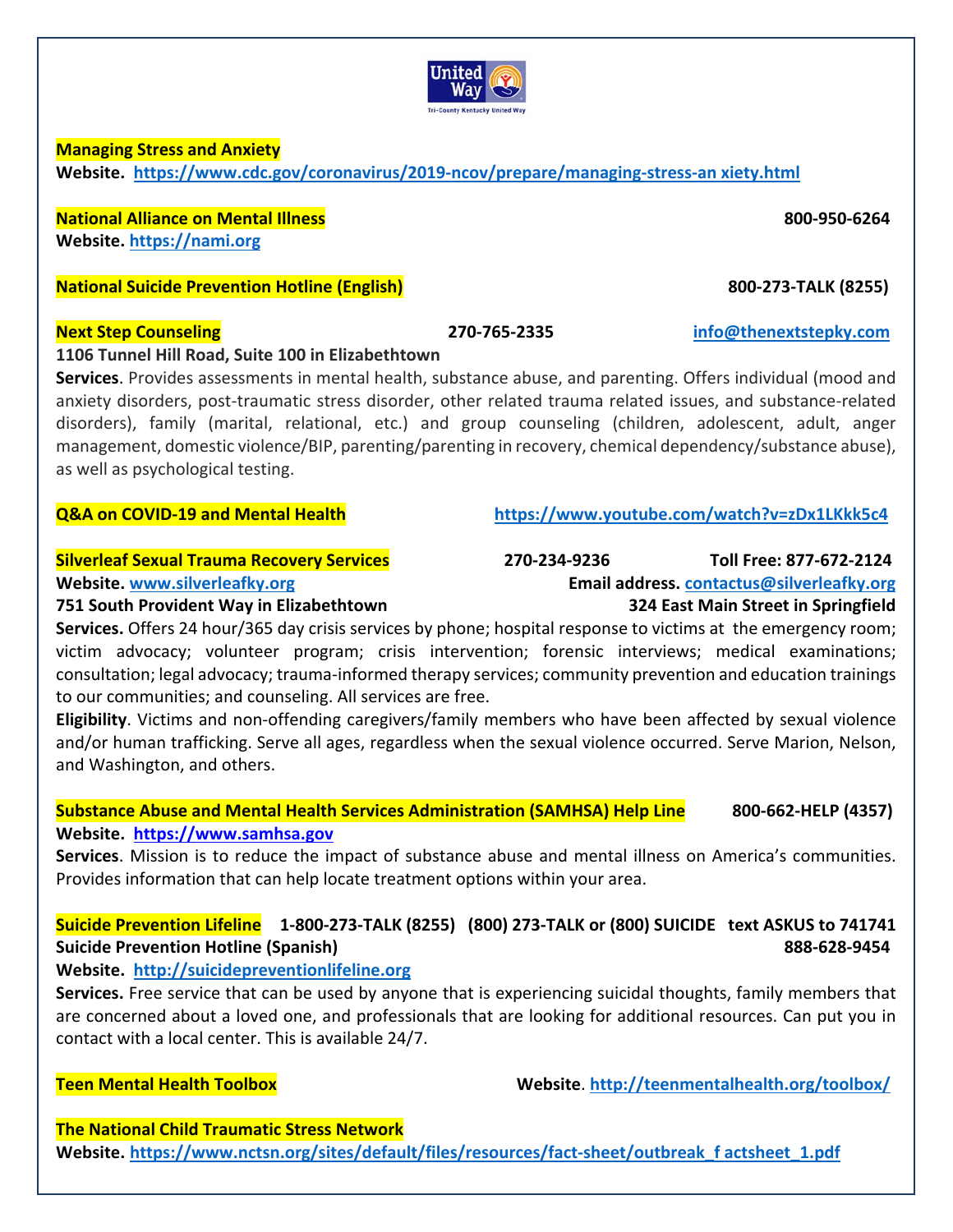**Managing Stress and Anxiety**
**Website.** https://www.cdc.gov/coronavirus/2019-ncov/prepare/managing-stress-an xiety.html

**National Alliance on Mental Illness** **800-950-6264**
**Website.** https://nami.org

**National Suicide Prevention Hotline (English)** **800-273-TALK (8255)**

**Next Step Counseling** **270-765-2335** info@thenextstepky.com
**1106 Tunnel Hill Road, Suite 100 in Elizabethtown**
**Services**. Provides assessments in mental health, substance abuse, and parenting. Offers individual (mood and anxiety disorders, post-traumatic stress disorder, other related trauma related issues, and substance-related disorders), family (marital, relational, etc.) and group counseling (children, adolescent, adult, anger management, domestic violence/BIP, parenting/parenting in recovery, chemical dependency/substance abuse), as well as psychological testing.

**Q&A on COVID-19 and Mental Health** https://www.youtube.com/watch?v=zDx1LKkk5c4

**Silverleaf Sexual Trauma Recovery Services** **270-234-9236** **Toll Free: 877-672-2124**
**Website.** www.silverleafky.org **Email address.** contactus@silverleafky.org
**751 South Provident Way in Elizabethtown** **324 East Main Street in Springfield**
**Services.** Offers 24 hour/365 day crisis services by phone; hospital response to victims at the emergency room; victim advocacy; volunteer program; crisis intervention; forensic interviews; medical examinations; consultation; legal advocacy; trauma-informed therapy services; community prevention and education trainings to our communities; and counseling. All services are free.
**Eligibility**. Victims and non-offending caregivers/family members who have been affected by sexual violence and/or human trafficking. Serve all ages, regardless when the sexual violence occurred. Serve Marion, Nelson, and Washington, and others.

**Substance Abuse and Mental Health Services Administration (SAMHSA) Help Line** **800-662-HELP (4357)**
**Website.** https://www.samhsa.gov
**Services**. Mission is to reduce the impact of substance abuse and mental illness on America's communities. Provides information that can help locate treatment options within your area.

**Suicide Prevention Lifeline** **1-800-273-TALK (8255) (800) 273-TALK or (800) SUICIDE text ASKUS to 741741**
**Suicide Prevention Hotline (Spanish)** **888-628-9454**
**Website.** http://suicidepreventionlifeline.org
**Services.** Free service that can be used by anyone that is experiencing suicidal thoughts, family members that are concerned about a loved one, and professionals that are looking for additional resources. Can put you in contact with a local center. This is available 24/7.

**Teen Mental Health Toolbox** **Website**. http://teenmentalhealth.org/toolbox/

**The National Child Traumatic Stress Network**
**Website.** https://www.nctsn.org/sites/default/files/resources/fact-sheet/outbreak_f actsheet_1.pdf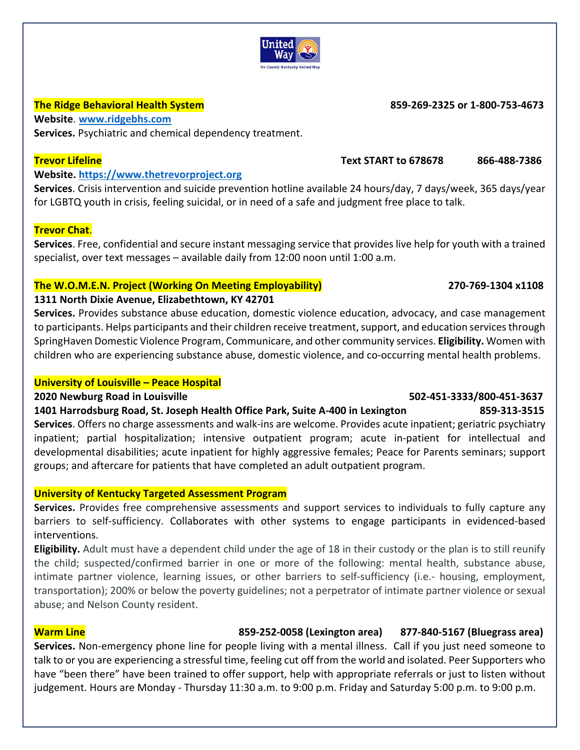**The Ridge Behavioral Health System** 859-269-2325 or 1-800-753-4673

**Website**. **www.ridgebhs.com**

**Services.** Psychiatric and chemical dependency treatment.

**Trevor Lifeline** **Text START to 678678** **866-488-7386**

**Website. https://www.thetrevorproject.org**

**Services**. Crisis intervention and suicide prevention hotline available 24 hours/day, 7 days/week, 365 days/year for LGBTQ youth in crisis, feeling suicidal, or in need of a safe and judgment free place to talk.

**Trevor Chat**.

**Services**. Free, confidential and secure instant messaging service that provides live help for youth with a trained specialist, over text messages – available daily from 12:00 noon until 1:00 a.m.

**The W.O.M.E.N. Project (Working On Meeting Employability)** **270-769-1304 x1108**

**1311 North Dixie Avenue, Elizabethtown, KY 42701**

**Services.** Provides substance abuse education, domestic violence education, advocacy, and case management to participants. Helps participants and their children receive treatment, support, and education services through SpringHaven Domestic Violence Program, Communicare, and other community services. **Eligibility.** Women with children who are experiencing substance abuse, domestic violence, and co-occurring mental health problems.

**University of Louisville – Peace Hospital**

**2020 Newburg Road in Louisville** **502-451-3333/800-451-3637**

**1401 Harrodsburg Road, St. Joseph Health Office Park, Suite A-400 in Lexington** **859-313-3515**

**Services**. Offers no charge assessments and walk-ins are welcome. Provides acute inpatient; geriatric psychiatry inpatient; partial hospitalization; intensive outpatient program; acute in-patient for intellectual and developmental disabilities; acute inpatient for highly aggressive females; Peace for Parents seminars; support groups; and aftercare for patients that have completed an adult outpatient program.

**University of Kentucky Targeted Assessment Program**

**Services.** Provides free comprehensive assessments and support services to individuals to fully capture any barriers to self-sufficiency. Collaborates with other systems to engage participants in evidenced-based interventions.

**Eligibility.** Adult must have a dependent child under the age of 18 in their custody or the plan is to still reunify the child; suspected/confirmed barrier in one or more of the following: mental health, substance abuse, intimate partner violence, learning issues, or other barriers to self-sufficiency (i.e.- housing, employment, transportation); 200% or below the poverty guidelines; not a perpetrator of intimate partner violence or sexual abuse; and Nelson County resident.

**Warm Line** **859-252-0058 (Lexington area)** **877-840-5167 (Bluegrass area)**

**Services.** Non-emergency phone line for people living with a mental illness. Call if you just need someone to talk to or you are experiencing a stressful time, feeling cut off from the world and isolated. Peer Supporters who have "been there" have been trained to offer support, help with appropriate referrals or just to listen without judgement. Hours are Monday - Thursday 11:30 a.m. to 9:00 p.m. Friday and Saturday 5:00 p.m. to 9:00 p.m.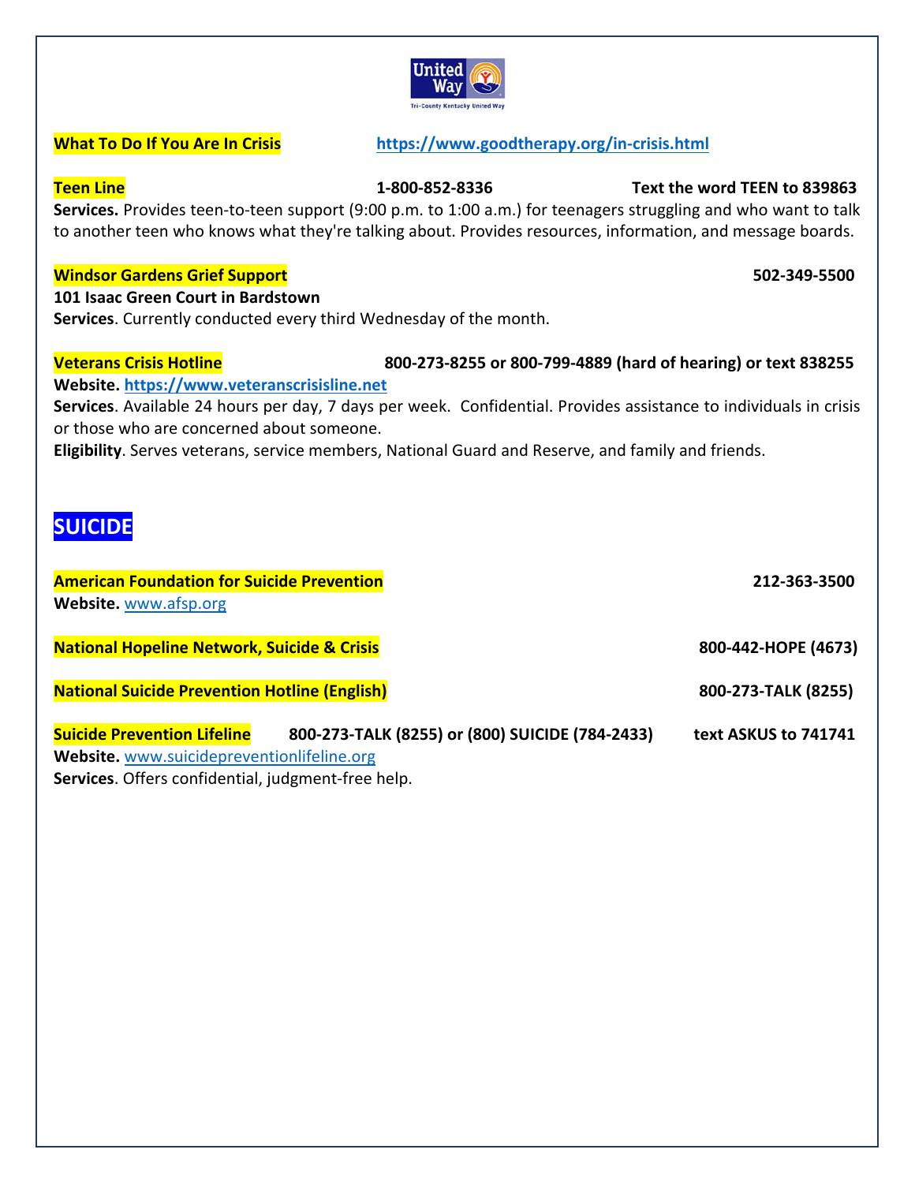**What To Do If You Are In Crisis** https://www.goodtherapy.org/in-crisis.html

**Teen Line** **1-800-852-8336** **Text the word TEEN to 839863**
**Services.** Provides teen-to-teen support (9:00 p.m. to 1:00 a.m.) for teenagers struggling and who want to talk to another teen who knows what they're talking about. Provides resources, information, and message boards.

**Windsor Gardens Grief Support** **502-349-5500**
**101 Isaac Green Court in Bardstown**
**Services**. Currently conducted every third Wednesday of the month.

**Veterans Crisis Hotline** **800-273-8255 or 800-799-4889 (hard of hearing) or text 838255**
**Website.** https://www.veteranscrisisline.net
**Services**. Available 24 hours per day, 7 days per week. Confidential. Provides assistance to individuals in crisis or those who are concerned about someone.
**Eligibility**. Serves veterans, service members, National Guard and Reserve, and family and friends.

## SUICIDE

**American Foundation for Suicide Prevention** **212-363-3500**
**Website.** www.afsp.org

**National Hopeline Network, Suicide & Crisis** **800-442-HOPE (4673)**

**National Suicide Prevention Hotline (English)** **800-273-TALK (8255)**

**Suicide Prevention Lifeline** **800-273-TALK (8255) or (800) SUICIDE (784-2433)** **text ASKUS to 741741**
**Website.** www.suicidepreventionlifeline.org
**Services**. Offers confidential, judgment-free help.